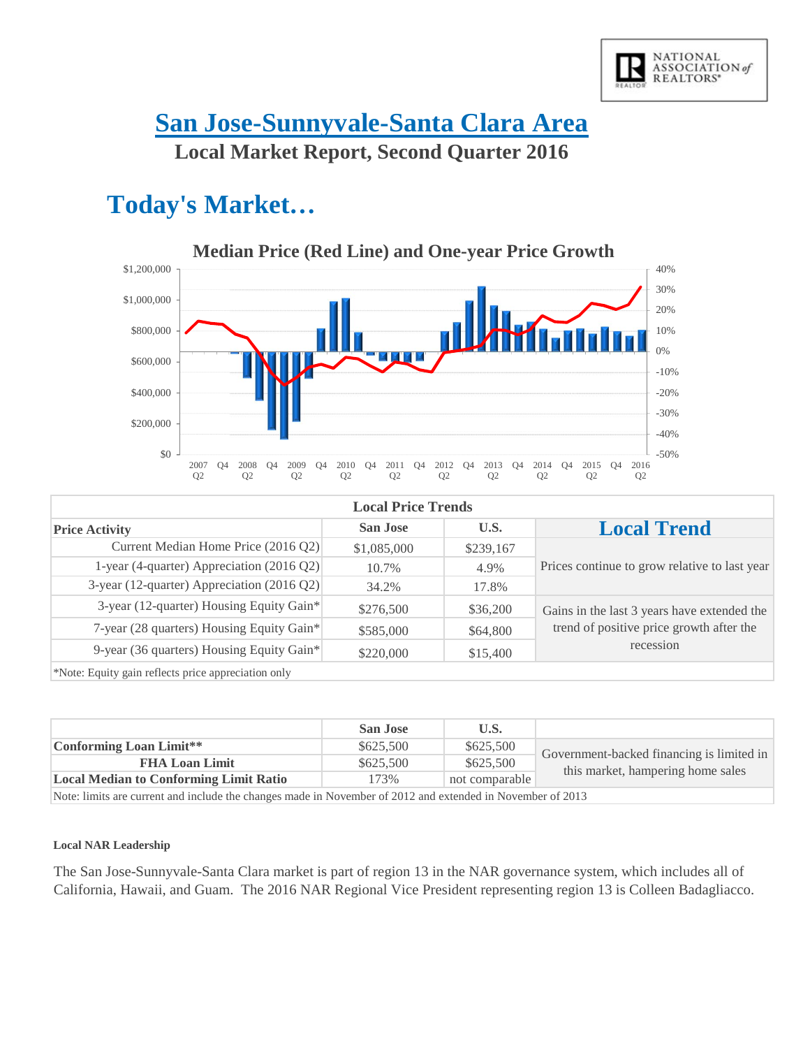# San Jose-Sunnyvale-Santa Clara Area

## Local Market Report, Second Quarter 2016

# Today's Market…

**Median Price (Red Line) and One-year Price Growth**

| Local Price Trends | | | |
|---|---|---|---|
| **Price Activity** | **San Jose** | **U.S.** | **Local Trend** |
| Current Median Home Price (2016 Q2) | $1,085,000 | $239,167 | Prices continue to grow relative to last year |
| 1-year (4-quarter) Appreciation (2016 Q2) | 10.7% | 4.9% | |
| 3-year (12-quarter) Appreciation (2016 Q2) | 34.2% | 17.8% | |
| 3-year (12-quarter) Housing Equity Gain* | $276,500 | $36,200 | Gains in the last 3 years have extended the trend of positive price growth after the recession |
| 7-year (28 quarters) Housing Equity Gain* | $585,000 | $64,800 | |
| 9-year (36 quarters) Housing Equity Gain* | $220,000 | $15,400 | |

*Note: Equity gain reflects price appreciation only

| | San Jose | U.S. | |
|---|---|---|---|
| **Conforming Loan Limit**** | $625,500 | $625,500 | Government-backed financing is limited in this market, hampering home sales |
| **FHA Loan Limit** | $625,500 | $625,500 | |
| **Local Median to Conforming Limit Ratio** | 173% | not comparable | |

Note: limits are current and include the changes made in November of 2012 and extended in November of 2013

**Local NAR Leadership**

The San Jose-Sunnyvale-Santa Clara market is part of region 13 in the NAR governance system, which includes all of California, Hawaii, and Guam. The 2016 NAR Regional Vice President representing region 13 is Colleen Badagliacco.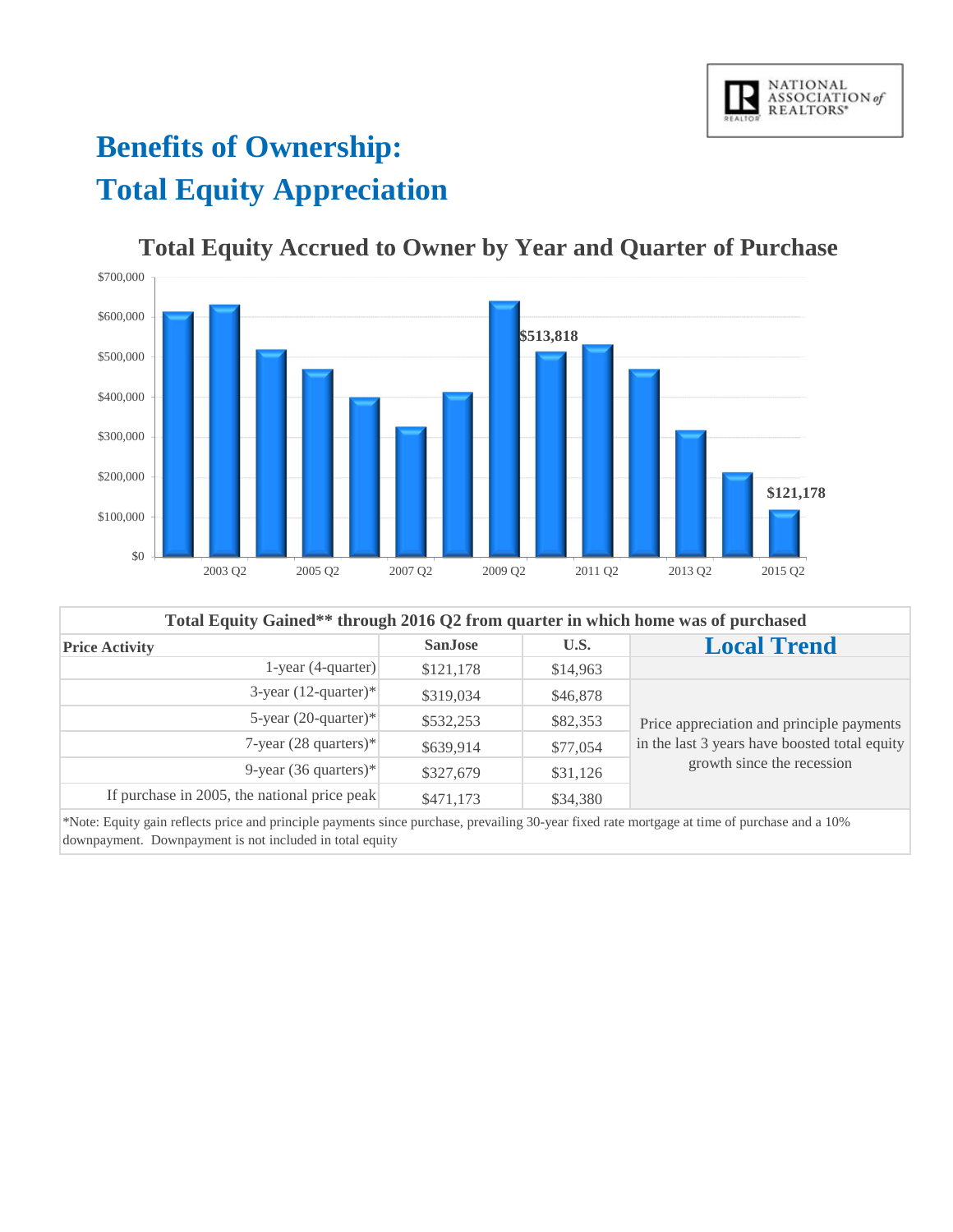# Benefits of Ownership: Total Equity Appreciation

## Total Equity Accrued to Owner by Year and Quarter of Purchase

$700,000
$600,000
$500,000
$400,000
$300,000
$200,000
$100,000
$0

$513,818

$121,178

2003 Q2 2005 Q2 2007 Q2 2009 Q2 2011 Q2 2013 Q2 2015 Q2

| Total Equity Gained** through 2016 Q2 from quarter in which home was of purchased | | | |
|---|---|---|---|
| **Price Activity** | **SanJose** | **U.S.** | **Local Trend** |
| 1-year (4-quarter) | $121,178 | $14,963 | |
| 3-year (12-quarter)* | $319,034 | $46,878 | Price appreciation and principle payments in the last 3 years have boosted total equity growth since the recession |
| 5-year (20-quarter)* | $532,253 | $82,353 | |
| 7-year (28 quarters)* | $639,914 | $77,054 | |
| 9-year (36 quarters)* | $327,679 | $31,126 | |
| If purchase in 2005, the national price peak | $471,173 | $34,380 | |

*Note: Equity gain reflects price and principle payments since purchase, prevailing 30-year fixed rate mortgage at time of purchase and a 10% downpayment. Downpayment is not included in total equity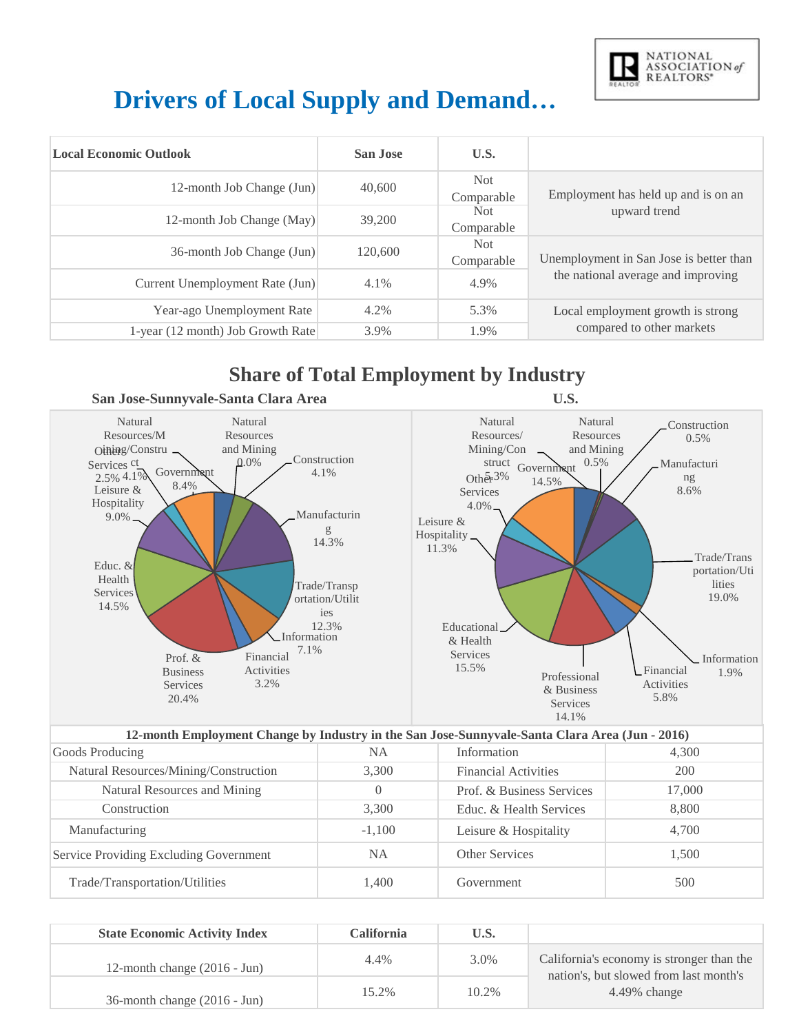# Drivers of Local Supply and Demand…

| Local Economic Outlook | San Jose | U.S. | |
|---|---|---|---|
| 12-month Job Change (Jun) | 40,600 | Not Comparable | Employment has held up and is on an upward trend |
| 12-month Job Change (May) | 39,200 | Not Comparable | |
| 36-month Job Change (Jun) | 120,600 | Not Comparable | Unemployment in San Jose is better than the national average and improving |
| Current Unemployment Rate (Jun) | 4.1% | 4.9% | |
| Year-ago Unemployment Rate | 4.2% | 5.3% | Local employment growth is strong compared to other markets |
| 1-year (12 month) Job Growth Rate | 3.9% | 1.9% | |

## Share of Total Employment by Industry

### San Jose-Sunnyvale-Santa Clara Area

- Natural Resources/Mining/Construct: 4.1%
- Natural Resources and Mining: 0.0%
- Construction: 4.1%
- Manufacturing: 14.3%
- Trade/Transportation/Utilities: 12.3%
- Information: 7.1%
- Financial Activities: 3.2%
- Prof. & Business Services: 20.4%
- Educ. & Health Services: 14.5%
- Leisure & Hospitality: 9.0%
- Other Services: 2.5%
- Government: 8.4%

### U.S.

- Natural Resources/Mining/Construct: 5.3%
- Natural Resources and Mining: 0.5%
- Construction: 0.5%
- Manufacturing: 8.6%
- Trade/Transportation/Utilities: 19.0%
- Information: 1.9%
- Financial Activities: 5.8%
- Professional & Business Services: 14.1%
- Educational & Health Services: 15.5%
- Leisure & Hospitality: 11.3%
- Other Services: 4.0%
- Government: 14.5%

| 12-month Employment Change by Industry in the San Jose-Sunnyvale-Santa Clara Area (Jun - 2016) | | | |
|---|---|---|---|
| Goods Producing | NA | Information | 4,300 |
| Natural Resources/Mining/Construction | 3,300 | Financial Activities | 200 |
| Natural Resources and Mining | 0 | Prof. & Business Services | 17,000 |
| Construction | 3,300 | Educ. & Health Services | 8,800 |
| Manufacturing | -1,100 | Leisure & Hospitality | 4,700 |
| Service Providing Excluding Government | NA | Other Services | 1,500 |
| Trade/Transportation/Utilities | 1,400 | Government | 500 |

| State Economic Activity Index | California | U.S. | |
|---|---|---|---|
| 12-month change (2016 - Jun) | 4.4% | 3.0% | California's economy is stronger than the nation's, but slowed from last month's 4.49% change |
| 36-month change (2016 - Jun) | 15.2% | 10.2% | |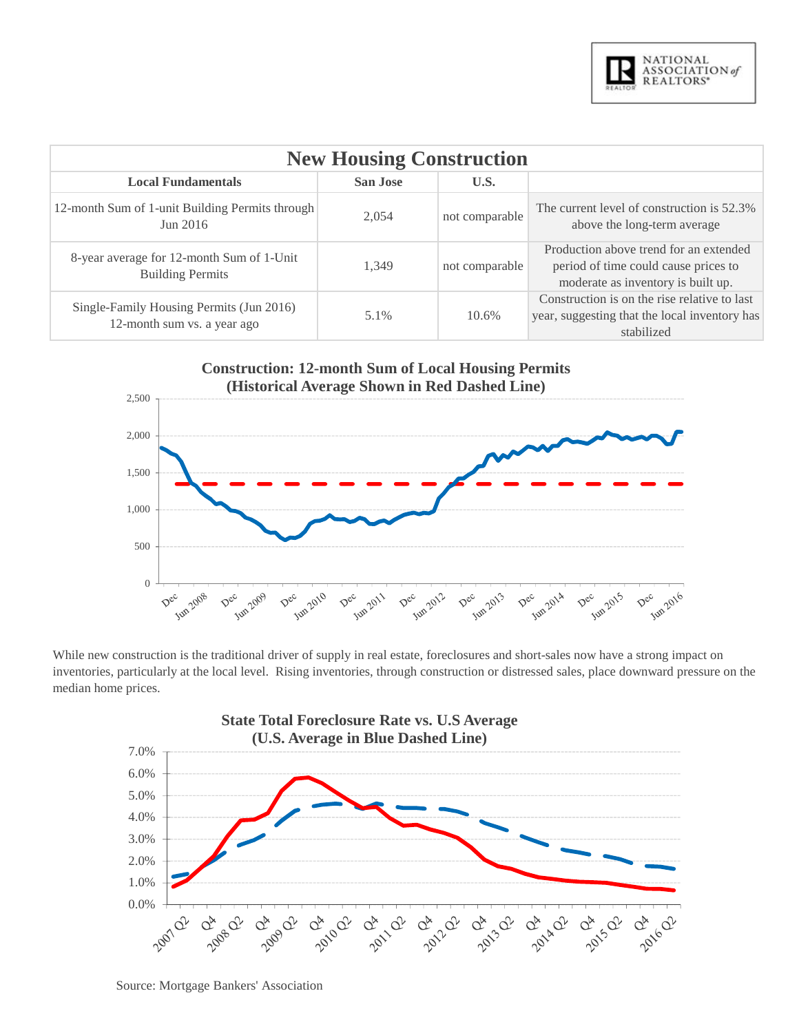| New Housing Construction | | | |
|---|---|---|---|
| **Local Fundamentals** | **San Jose** | **U.S.** | |
| 12-month Sum of 1-unit Building Permits through Jun 2016 | 2,054 | not comparable | The current level of construction is 52.3% above the long-term average |
| 8-year average for 12-month Sum of 1-Unit Building Permits | 1,349 | not comparable | Production above trend for an extended period of time could cause prices to moderate as inventory is built up. |
| Single-Family Housing Permits (Jun 2016) 12-month sum vs. a year ago | 5.1% | 10.6% | Construction is on the rise relative to last year, suggesting that the local inventory has stabilized |

**Construction: 12-month Sum of Local Housing Permits (Historical Average Shown in Red Dashed Line)**

While new construction is the traditional driver of supply in real estate, foreclosures and short-sales now have a strong impact on inventories, particularly at the local level. Rising inventories, through construction or distressed sales, place downward pressure on the median home prices.

**State Total Foreclosure Rate vs. U.S Average (U.S. Average in Blue Dashed Line)**

Source: Mortgage Bankers' Association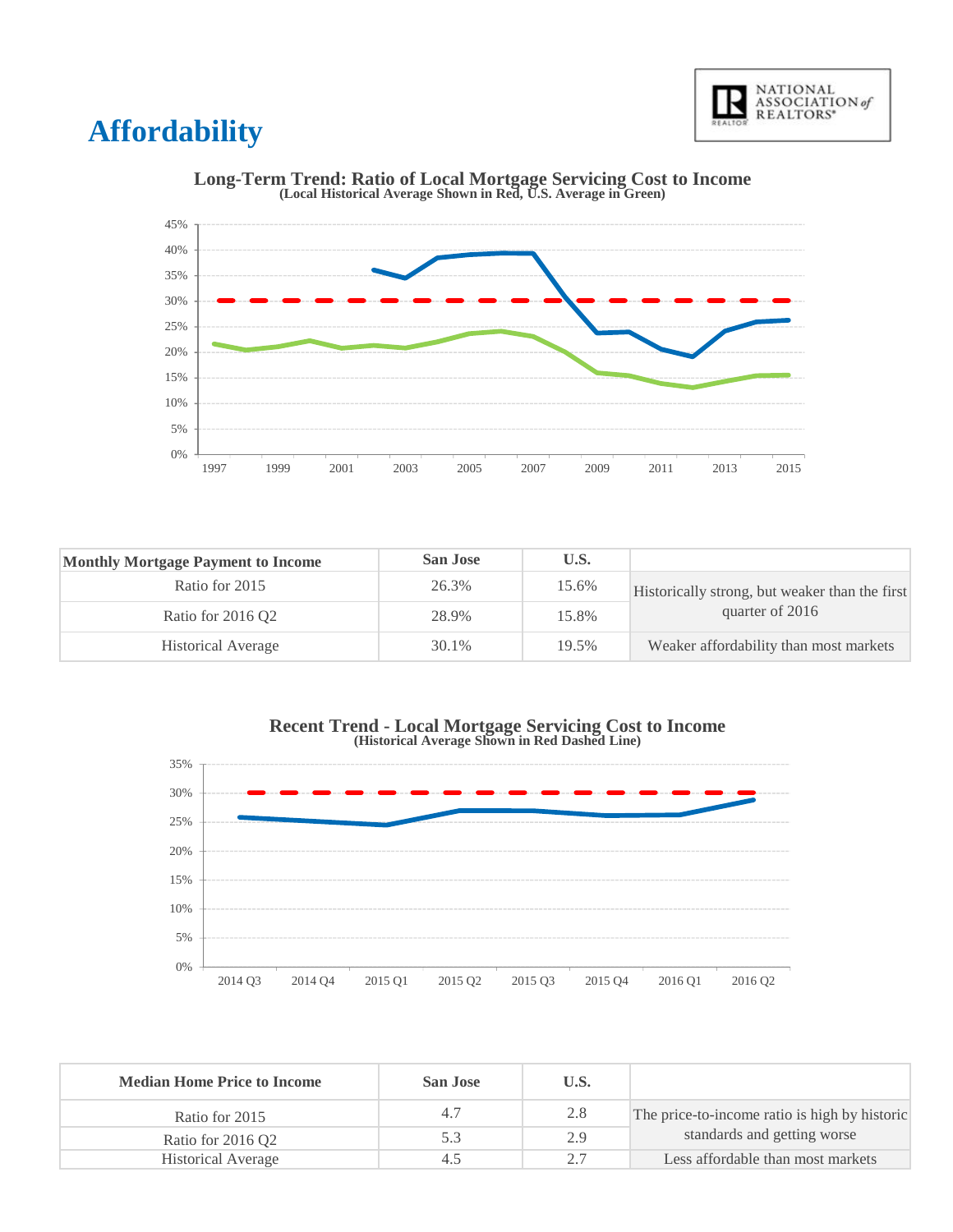# Affordability

**Long-Term Trend: Ratio of Local Mortgage Servicing Cost to Income**
**(Local Historical Average Shown in Red, U.S. Average in Green)**

| Monthly Mortgage Payment to Income | San Jose | U.S. | |
|---|---|---|---|
| Ratio for 2015 | 26.3% | 15.6% | Historically strong, but weaker than the first quarter of 2016 |
| Ratio for 2016 Q2 | 28.9% | 15.8% | |
| Historical Average | 30.1% | 19.5% | Weaker affordability than most markets |

**Recent Trend - Local Mortgage Servicing Cost to Income**
**(Historical Average Shown in Red Dashed Line)**

| Median Home Price to Income | San Jose | U.S. | |
|---|---|---|---|
| Ratio for 2015 | 4.7 | 2.8 | The price-to-income ratio is high by historic standards and getting worse |
| Ratio for 2016 Q2 | 5.3 | 2.9 | |
| Historical Average | 4.5 | 2.7 | Less affordable than most markets |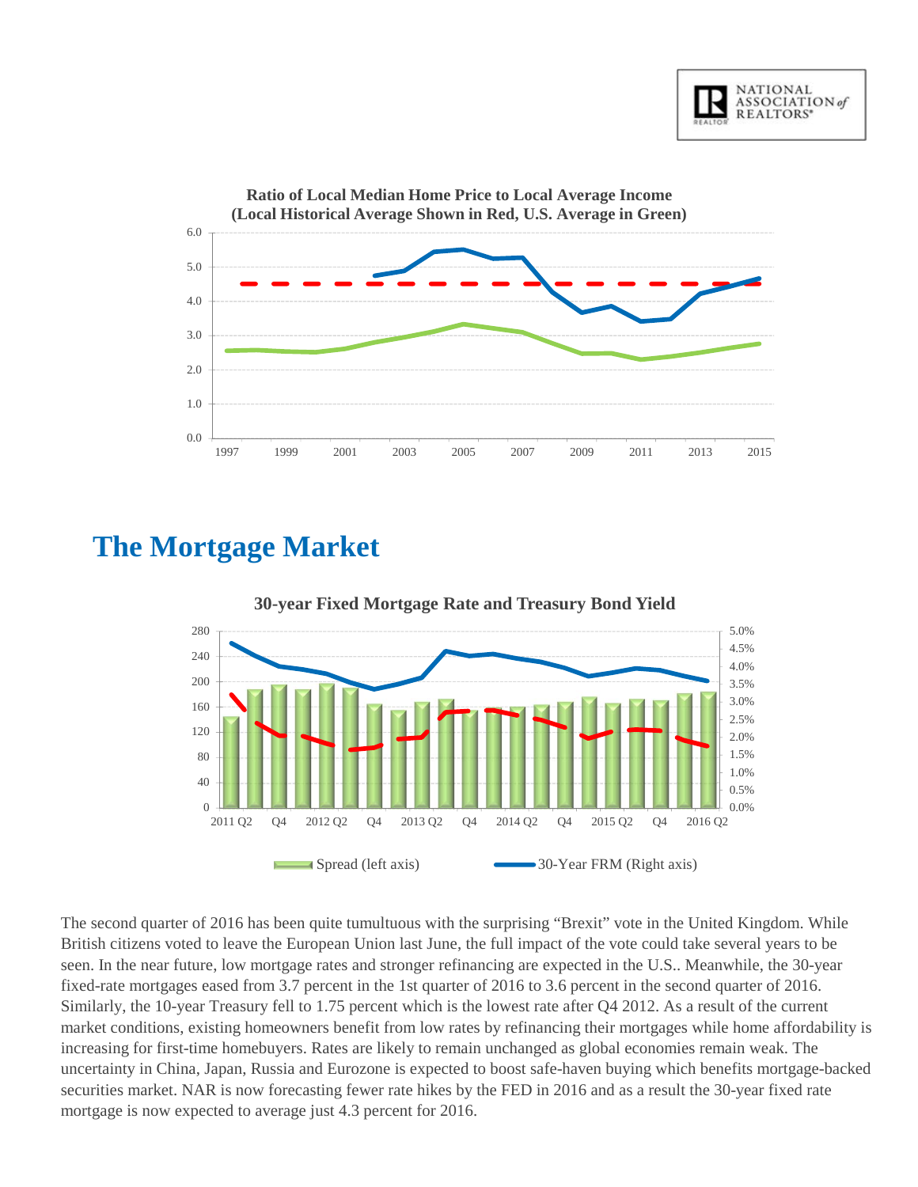**Ratio of Local Median Home Price to Local Average Income**
**(Local Historical Average Shown in Red, U.S. Average in Green)**

## The Mortgage Market

**30-year Fixed Mortgage Rate and Treasury Bond Yield**

The second quarter of 2016 has been quite tumultuous with the surprising “Brexit” vote in the United Kingdom. While British citizens voted to leave the European Union last June, the full impact of the vote could take several years to be seen. In the near future, low mortgage rates and stronger refinancing are expected in the U.S.. Meanwhile, the 30-year fixed-rate mortgages eased from 3.7 percent in the 1st quarter of 2016 to 3.6 percent in the second quarter of 2016. Similarly, the 10-year Treasury fell to 1.75 percent which is the lowest rate after Q4 2012. As a result of the current market conditions, existing homeowners benefit from low rates by refinancing their mortgages while home affordability is increasing for first-time homebuyers. Rates are likely to remain unchanged as global economies remain weak. The uncertainty in China, Japan, Russia and Eurozone is expected to boost safe-haven buying which benefits mortgage-backed securities market. NAR is now forecasting fewer rate hikes by the FED in 2016 and as a result the 30-year fixed rate mortgage is now expected to average just 4.3 percent for 2016.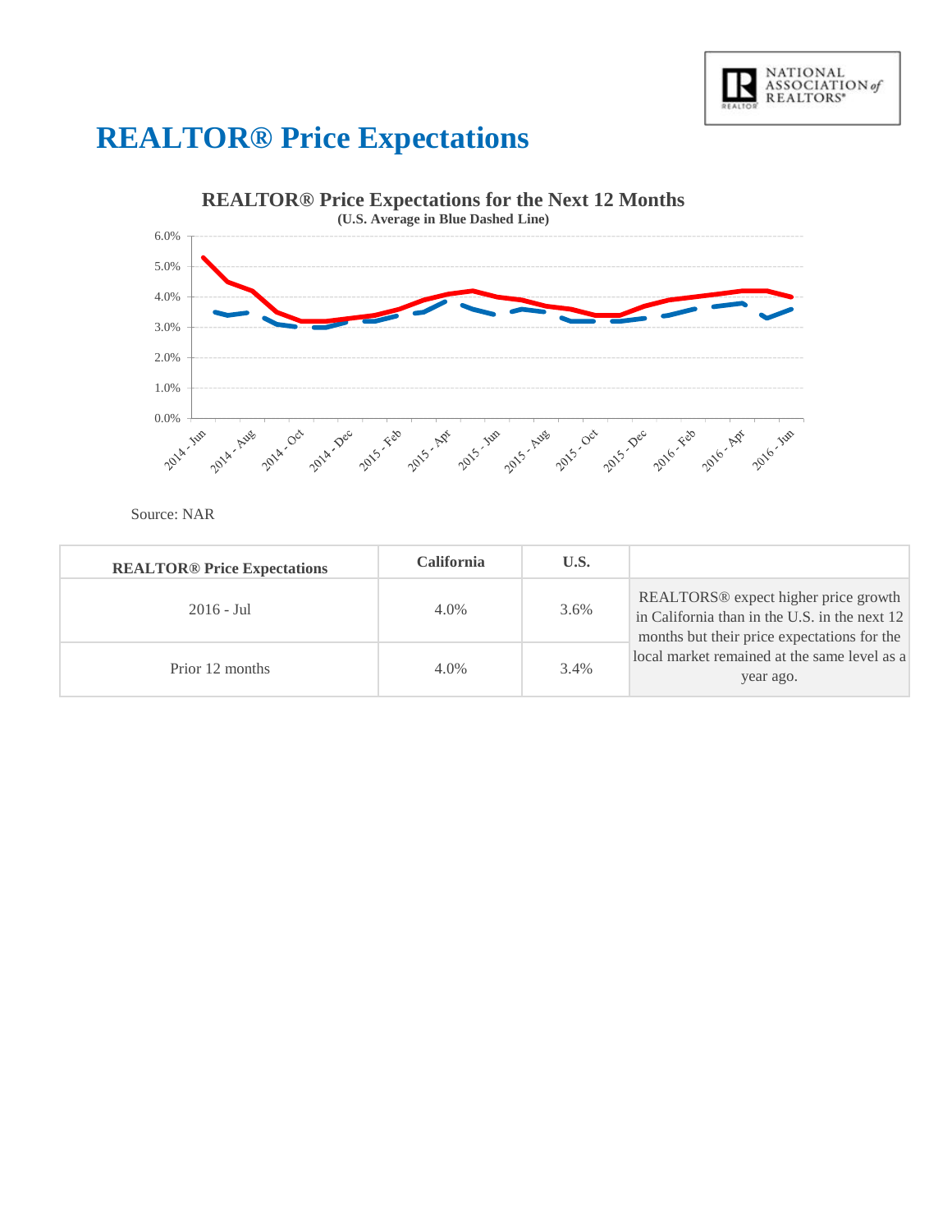# REALTOR® Price Expectations

**REALTOR® Price Expectations for the Next 12 Months**
**(U.S. Average in Blue Dashed Line)**

Source: NAR

| REALTOR® Price Expectations | California | U.S. | |
|---|---|---|---|
| 2016 - Jul | 4.0% | 3.6% | REALTORS® expect higher price growth in California than in the U.S. in the next 12 months but their price expectations for the local market remained at the same level as a year ago. |
| Prior 12 months | 4.0% | 3.4% | |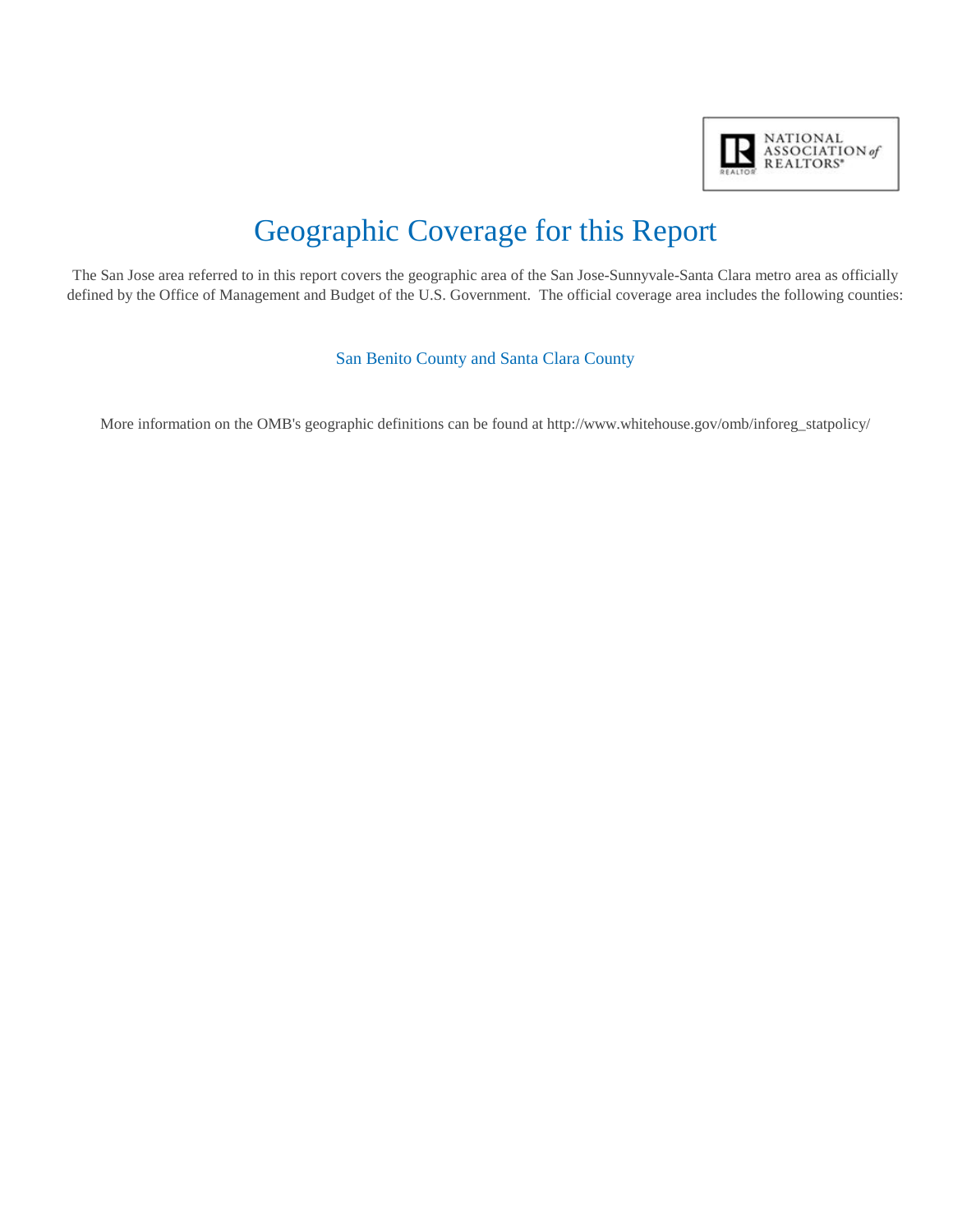# Geographic Coverage for this Report

The San Jose area referred to in this report covers the geographic area of the San Jose-Sunnyvale-Santa Clara metro area as officially defined by the Office of Management and Budget of the U.S. Government. The official coverage area includes the following counties:

San Benito County and Santa Clara County

More information on the OMB's geographic definitions can be found at http://www.whitehouse.gov/omb/inforeg_statpolicy/